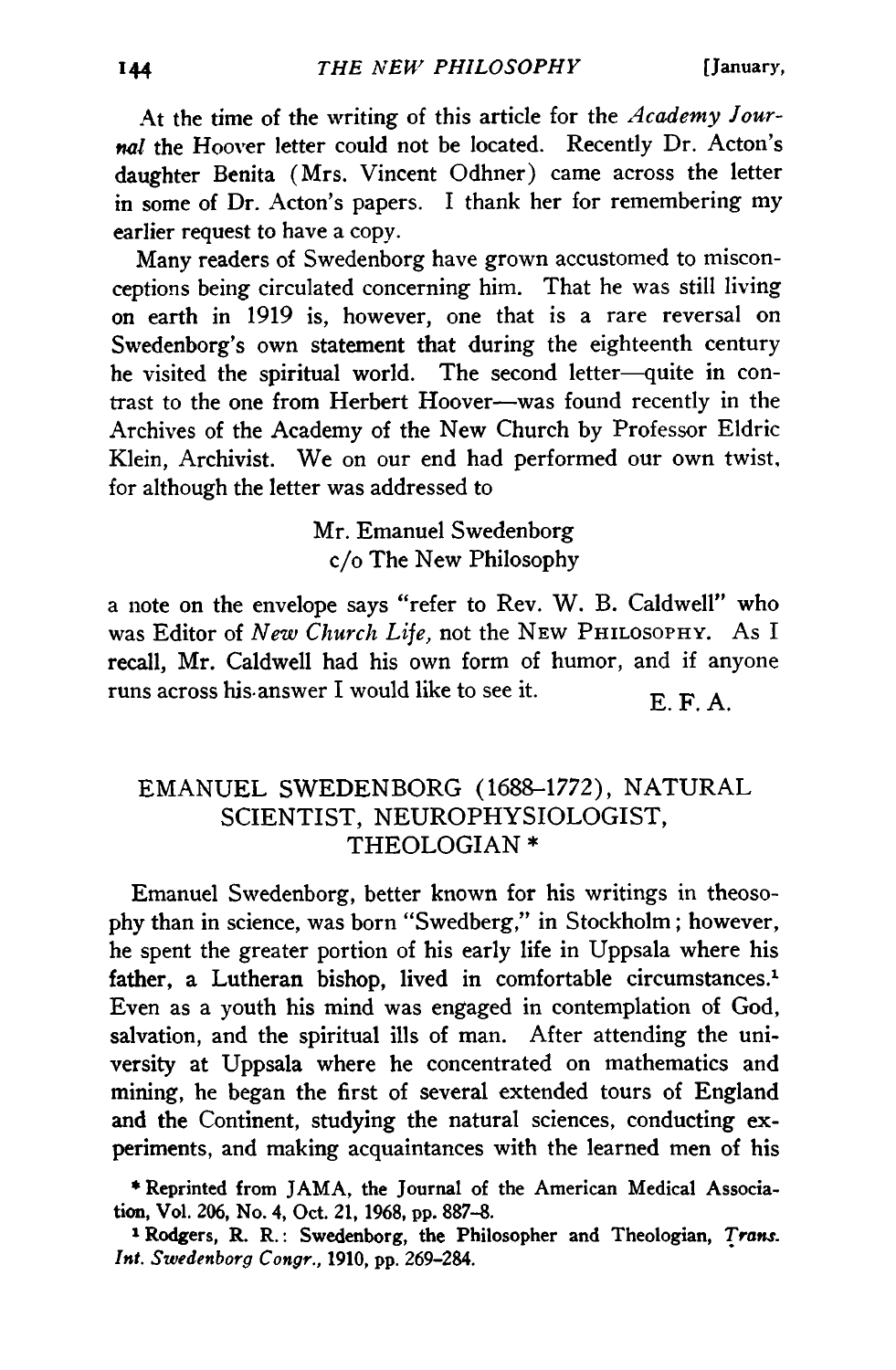At the time of the writing of this article for the *Academy Journal* the Hoover letter could not be located. Recently Dr. Acton's daughter Benita (Mrs. Vincent Odhner) came across the letter in some of Dr. Acton's papers. I thank her for remembering my earlier request to have a copy.

Many readers of Swedenborg have grown accustomed to misconceptions being circulated concerning him. That he was still living on earth in 1919 is, however, one that is a rare reversal on Swedenborg's own statement that during the eighteenth century he visited the spiritual world. The second letter—quite in contrast to the one from Herbert Hoover—was found recently in the Archives of the Academy of the New Church by Professor Eldric Klein, Archivist. We on our end had performed our own twist, for although the letter was addressed to

> Mr. Emanuel Swedenborg
> c/o The New Philosophy

a note on the envelope says "refer to Rev. W. B. Caldwell" who was Editor of *New Church Life*, not the NEW PHILOSOPHY. As I recall, Mr. Caldwell had his own form of humor, and if anyone runs across his answer I would like to see it.

E. F. A.

## EMANUEL SWEDENBORG (1688–1772), NATURAL SCIENTIST, NEUROPHYSIOLOGIST, THEOLOGIAN *

Emanuel Swedenborg, better known for his writings in theosophy than in science, was born "Swedberg," in Stockholm; however, he spent the greater portion of his early life in Uppsala where his father, a Lutheran bishop, lived in comfortable circumstances.[1] Even as a youth his mind was engaged in contemplation of God, salvation, and the spiritual ills of man. After attending the university at Uppsala where he concentrated on mathematics and mining, he began the first of several extended tours of England and the Continent, studying the natural sciences, conducting experiments, and making acquaintances with the learned men of his

\* Reprinted from JAMA, the Journal of the American Medical Association, Vol. 206, No. 4, Oct. 21, 1968, pp. 887–8.

[1] Rodgers, R. R.: Swedenborg, the Philosopher and Theologian, *Trans. Int. Swedenborg Congr.*, 1910, pp. 269–284.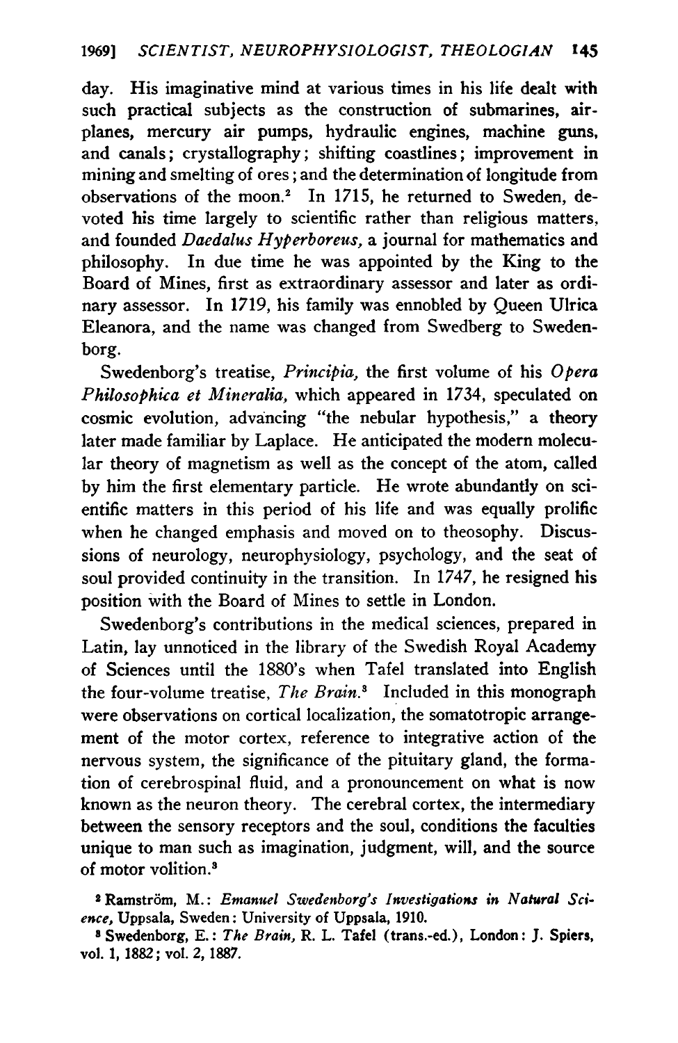day. His imaginative mind at various times in his life dealt with such practical subjects as the construction of submarines, airplanes, mercury air pumps, hydraulic engines, machine guns, and canals; crystallography; shifting coastlines; improvement in mining and smelting of ores; and the determination of longitude from observations of the moon.[2] In 1715, he returned to Sweden, devoted his time largely to scientific rather than religious matters, and founded *Daedalus Hyperboreus,* a journal for mathematics and philosophy. In due time he was appointed by the King to the Board of Mines, first as extraordinary assessor and later as ordinary assessor. In 1719, his family was ennobled by Queen Ulrica Eleanora, and the name was changed from Swedberg to Swedenborg.

Swedenborg's treatise, *Principia,* the first volume of his *Opera Philosophica et Mineralia,* which appeared in 1734, speculated on cosmic evolution, advancing "the nebular hypothesis," a theory later made familiar by Laplace. He anticipated the modern molecular theory of magnetism as well as the concept of the atom, called by him the first elementary particle. He wrote abundantly on scientific matters in this period of his life and was equally prolific when he changed emphasis and moved on to theosophy. Discussions of neurology, neurophysiology, psychology, and the seat of soul provided continuity in the transition. In 1747, he resigned his position with the Board of Mines to settle in London.

Swedenborg's contributions in the medical sciences, prepared in Latin, lay unnoticed in the library of the Swedish Royal Academy of Sciences until the 1880's when Tafel translated into English the four-volume treatise, *The Brain.*[3] Included in this monograph were observations on cortical localization, the somatotropic arrangement of the motor cortex, reference to integrative action of the nervous system, the significance of the pituitary gland, the formation of cerebrospinal fluid, and a pronouncement on what is now known as the neuron theory. The cerebral cortex, the intermediary between the sensory receptors and the soul, conditions the faculties unique to man such as imagination, judgment, will, and the source of motor volition.[3]

[2] Ramström, M.: *Emanuel Swedenborg's Investigations in Natural Science,* Uppsala, Sweden: University of Uppsala, 1910.

[3] Swedenborg, E.: *The Brain,* R. L. Tafel (trans.-ed.), London: J. Spiers, vol. 1, 1882; vol. 2, 1887.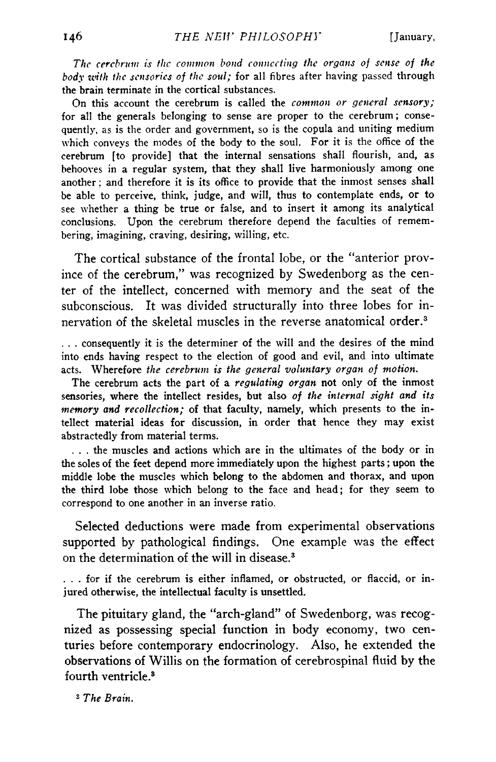*The cerebrum is the common bond connecting the organs of sense of the body with the sensories of the soul;* for all fibres after having passed through the brain terminate in the cortical substances.

On this account the cerebrum is called the *common or general sensory;* for all the generals belonging to sense are proper to the cerebrum; consequently, as is the order and government, so is the copula and uniting medium which conveys the modes of the body to the soul. For it is the office of the cerebrum [to provide] that the internal sensations shall flourish, and, as behooves in a regular system, that they shall live harmoniously among one another; and therefore it is its office to provide that the inmost senses shall be able to perceive, think, judge, and will, thus to contemplate ends, or to see whether a thing be true or false, and to insert it among its analytical conclusions. Upon the cerebrum therefore depend the faculties of remembering, imagining, craving, desiring, willing, etc.

The cortical substance of the frontal lobe, or the "anterior province of the cerebrum," was recognized by Swedenborg as the center of the intellect, concerned with memory and the seat of the subconscious. It was divided structurally into three lobes for innervation of the skeletal muscles in the reverse anatomical order.[3]

. . . consequently it is the determiner of the will and the desires of the mind into ends having respect to the election of good and evil, and into ultimate acts. Wherefore *the cerebrum is the general voluntary organ of motion.*

The cerebrum acts the part of a *regulating organ* not only of the inmost sensories, where the intellect resides, but also *of the internal sight and its memory and recollection;* of that faculty, namely, which presents to the intellect material ideas for discussion, in order that hence they may exist abstractedly from material terms.

. . . the muscles and actions which are in the ultimates of the body or in the soles of the feet depend more immediately upon the highest parts; upon the middle lobe the muscles which belong to the abdomen and thorax, and upon the third lobe those which belong to the face and head; for they seem to correspond to one another in an inverse ratio.

Selected deductions were made from experimental observations supported by pathological findings. One example was the effect on the determination of the will in disease.[3]

. . . for if the cerebrum is either inflamed, or obstructed, or flaccid, or injured otherwise, the intellectual faculty is unsettled.

The pituitary gland, the "arch-gland" of Swedenborg, was recognized as possessing special function in body economy, two centuries before contemporary endocrinology. Also, he extended the observations of Willis on the formation of cerebrospinal fluid by the fourth ventricle.[3]

[3] *The Brain.*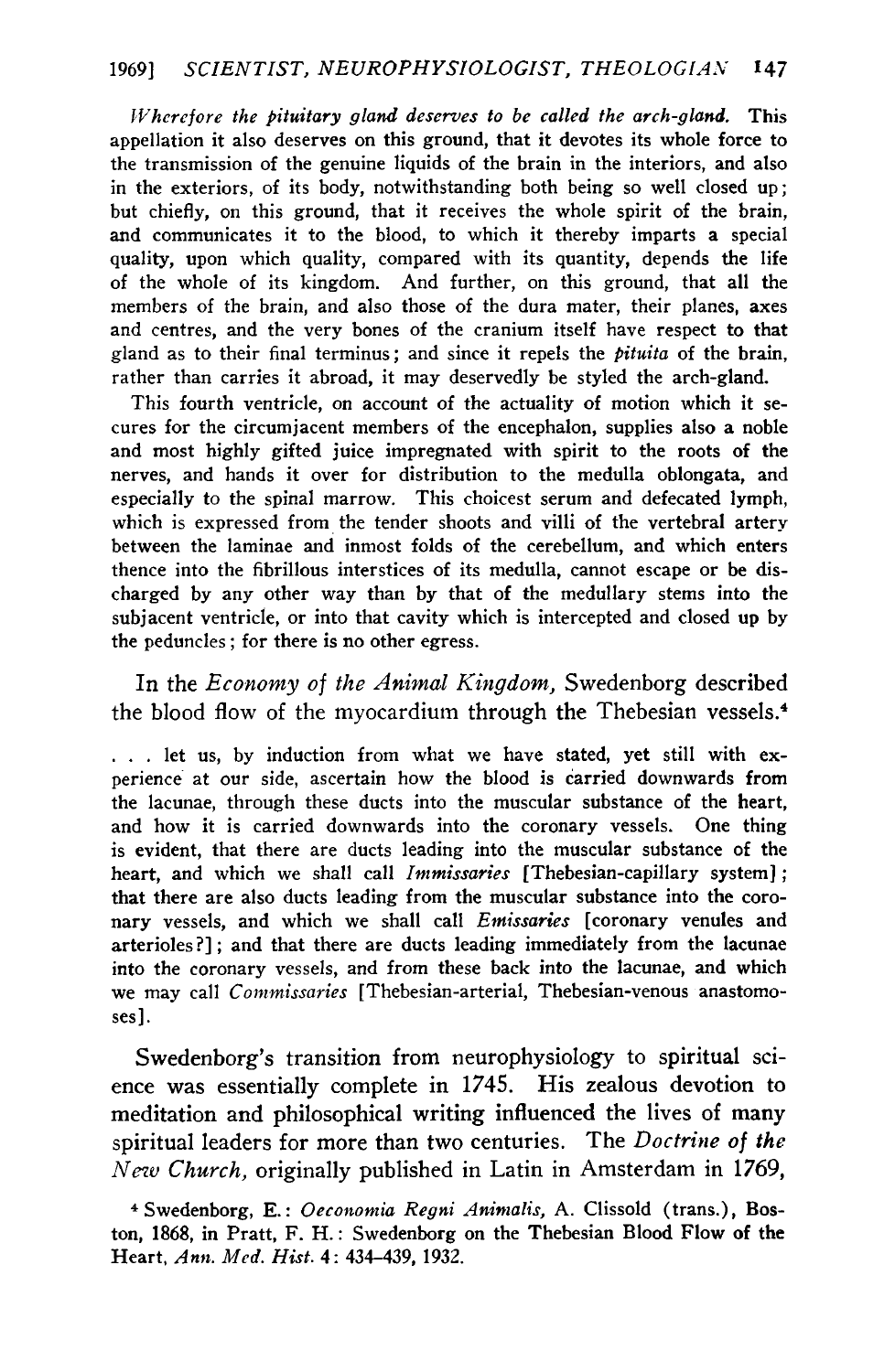*Wherefore the pituitary gland deserves to be called the arch-gland.* This appellation it also deserves on this ground, that it devotes its whole force to the transmission of the genuine liquids of the brain in the interiors, and also in the exteriors, of its body, notwithstanding both being so well closed up; but chiefly, on this ground, that it receives the whole spirit of the brain, and communicates it to the blood, to which it thereby imparts a special quality, upon which quality, compared with its quantity, depends the life of the whole of its kingdom. And further, on this ground, that all the members of the brain, and also those of the dura mater, their planes, axes and centres, and the very bones of the cranium itself have respect to that gland as to their final terminus; and since it repels the *pituita* of the brain, rather than carries it abroad, it may deservedly be styled the arch-gland.

This fourth ventricle, on account of the actuality of motion which it secures for the circumjacent members of the encephalon, supplies also a noble and most highly gifted juice impregnated with spirit to the roots of the nerves, and hands it over for distribution to the medulla oblongata, and especially to the spinal marrow. This choicest serum and defecated lymph, which is expressed from the tender shoots and villi of the vertebral artery between the laminae and inmost folds of the cerebellum, and which enters thence into the fibrillous interstices of its medulla, cannot escape or be discharged by any other way than by that of the medullary stems into the subjacent ventricle, or into that cavity which is intercepted and closed up by the peduncles; for there is no other egress.

In the *Economy of the Animal Kingdom,* Swedenborg described the blood flow of the myocardium through the Thebesian vessels.[4]

. . . let us, by induction from what we have stated, yet still with experience at our side, ascertain how the blood is carried downwards from the lacunae, through these ducts into the muscular substance of the heart, and how it is carried downwards into the coronary vessels. One thing is evident, that there are ducts leading into the muscular substance of the heart, and which we shall call *Immissaries* [Thebesian-capillary system]; that there are also ducts leading from the muscular substance into the coronary vessels, and which we shall call *Emissaries* [coronary venules and arterioles?]; and that there are ducts leading immediately from the lacunae into the coronary vessels, and from these back into the lacunae, and which we may call *Commissaries* [Thebesian-arterial, Thebesian-venous anastomoses].

Swedenborg's transition from neurophysiology to spiritual science was essentially complete in 1745. His zealous devotion to meditation and philosophical writing influenced the lives of many spiritual leaders for more than two centuries. The *Doctrine of the New Church,* originally published in Latin in Amsterdam in 1769,

[4] Swedenborg, E.: *Oeconomia Regni Animalis,* A. Clissold (trans.), Boston, 1868, in Pratt, F. H.: Swedenborg on the Thebesian Blood Flow of the Heart, *Ann. Med. Hist.* 4: 434–439, 1932.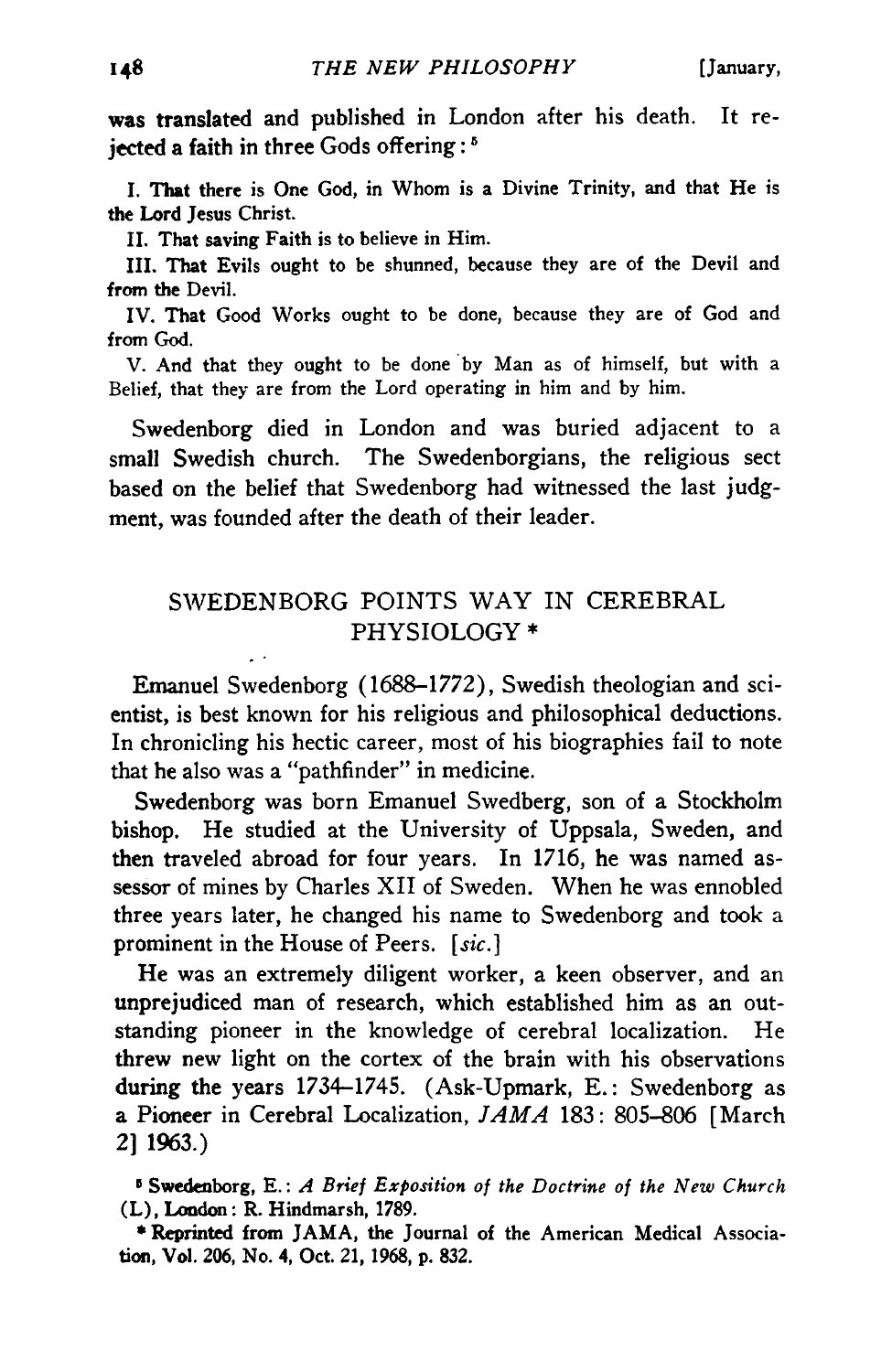was translated and published in London after his death. It rejected a faith in three Gods offering:[5]

I. That there is One God, in Whom is a Divine Trinity, and that He is the Lord Jesus Christ.

II. That saving Faith is to believe in Him.

III. That Evils ought to be shunned, because they are of the Devil and from the Devil.

IV. That Good Works ought to be done, because they are of God and from God.

V. And that they ought to be done by Man as of himself, but with a Belief, that they are from the Lord operating in him and by him.

Swedenborg died in London and was buried adjacent to a small Swedish church. The Swedenborgians, the religious sect based on the belief that Swedenborg had witnessed the last judgment, was founded after the death of their leader.

## SWEDENBORG POINTS WAY IN CEREBRAL PHYSIOLOGY *

Emanuel Swedenborg (1688–1772), Swedish theologian and scientist, is best known for his religious and philosophical deductions. In chronicling his hectic career, most of his biographies fail to note that he also was a "pathfinder" in medicine.

Swedenborg was born Emanuel Swedberg, son of a Stockholm bishop. He studied at the University of Uppsala, Sweden, and then traveled abroad for four years. In 1716, he was named assessor of mines by Charles XII of Sweden. When he was ennobled three years later, he changed his name to Swedenborg and took a prominent in the House of Peers. [*sic.*]

He was an extremely diligent worker, a keen observer, and an unprejudiced man of research, which established him as an outstanding pioneer in the knowledge of cerebral localization. He threw new light on the cortex of the brain with his observations during the years 1734–1745. (Ask-Upmark, E.: Swedenborg as a Pioneer in Cerebral Localization, *JAMA* 183: 805–806 [March 2] 1963.)

[5] Swedenborg, E.: *A Brief Exposition of the Doctrine of the New Church* (L), London: R. Hindmarsh, 1789.

\* Reprinted from JAMA, the Journal of the American Medical Association, Vol. 206, No. 4, Oct. 21, 1968, p. 832.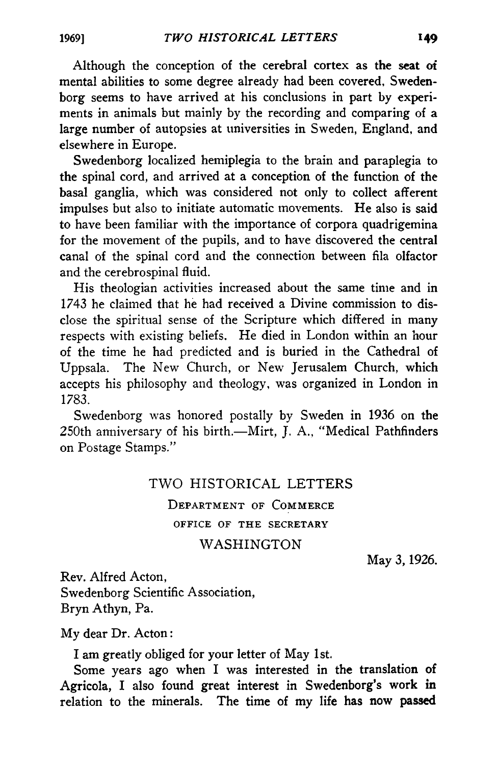Although the conception of the cerebral cortex as the seat of mental abilities to some degree already had been covered, Swedenborg seems to have arrived at his conclusions in part by experiments in animals but mainly by the recording and comparing of a large number of autopsies at universities in Sweden, England, and elsewhere in Europe.

Swedenborg localized hemiplegia to the brain and paraplegia to the spinal cord, and arrived at a conception of the function of the basal ganglia, which was considered not only to collect afferent impulses but also to initiate automatic movements. He also is said to have been familiar with the importance of corpora quadrigemina for the movement of the pupils, and to have discovered the central canal of the spinal cord and the connection between fila olfactor and the cerebrospinal fluid.

His theologian activities increased about the same time and in 1743 he claimed that he had received a Divine commission to disclose the spiritual sense of the Scripture which differed in many respects with existing beliefs. He died in London within an hour of the time he had predicted and is buried in the Cathedral of Uppsala. The New Church, or New Jerusalem Church, which accepts his philosophy and theology, was organized in London in 1783.

Swedenborg was honored postally by Sweden in 1936 on the 250th anniversary of his birth.—Mirt, J. A., "Medical Pathfinders on Postage Stamps."

## TWO HISTORICAL LETTERS

DEPARTMENT OF COMMERCE

OFFICE OF THE SECRETARY

WASHINGTON

May 3, 1926.

Rev. Alfred Acton,
Swedenborg Scientific Association,
Bryn Athyn, Pa.

My dear Dr. Acton:

I am greatly obliged for your letter of May 1st.

Some years ago when I was interested in the translation of Agricola, I also found great interest in Swedenborg's work in relation to the minerals. The time of my life has now passed